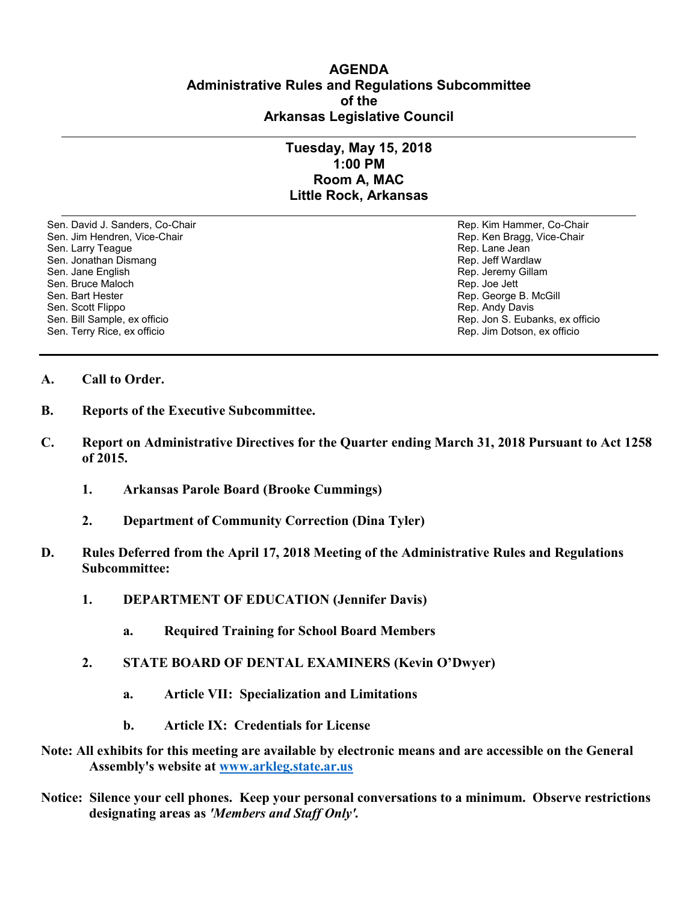# AGENDA
## Administrative Rules and Regulations Subcommittee
## of the
## Arkansas Legislative Council

---

**Tuesday, May 15, 2018**
**1:00 PM**
**Room A, MAC**
**Little Rock, Arkansas**

---

| | |
|---|---|
| Sen. David J. Sanders, Co-Chair | Rep. Kim Hammer, Co-Chair |
| Sen. Jim Hendren, Vice-Chair | Rep. Ken Bragg, Vice-Chair |
| Sen. Larry Teague | Rep. Lane Jean |
| Sen. Jonathan Dismang | Rep. Jeff Wardlaw |
| Sen. Jane English | Rep. Jeremy Gillam |
| Sen. Bruce Maloch | Rep. Joe Jett |
| Sen. Bart Hester | Rep. George B. McGill |
| Sen. Scott Flippo | Rep. Andy Davis |
| Sen. Bill Sample, ex officio | Rep. Jon S. Eubanks, ex officio |
| Sen. Terry Rice, ex officio | Rep. Jim Dotson, ex officio |

---

**A. Call to Order.**

**B. Reports of the Executive Subcommittee.**

**C. Report on Administrative Directives for the Quarter ending March 31, 2018 Pursuant to Act 1258 of 2015.**

  **1. Arkansas Parole Board (Brooke Cummings)**

  **2. Department of Community Correction (Dina Tyler)**

**D. Rules Deferred from the April 17, 2018 Meeting of the Administrative Rules and Regulations Subcommittee:**

  **1. DEPARTMENT OF EDUCATION (Jennifer Davis)**

    **a. Required Training for School Board Members**

  **2. STATE BOARD OF DENTAL EXAMINERS (Kevin O'Dwyer)**

    **a. Article VII: Specialization and Limitations**

    **b. Article IX: Credentials for License**

**Note: All exhibits for this meeting are available by electronic means and are accessible on the General Assembly's website at [www.arkleg.state.ar.us](http://www.arkleg.state.ar.us)**

**Notice: Silence your cell phones. Keep your personal conversations to a minimum. Observe restrictions designating areas as *'Members and Staff Only'*.**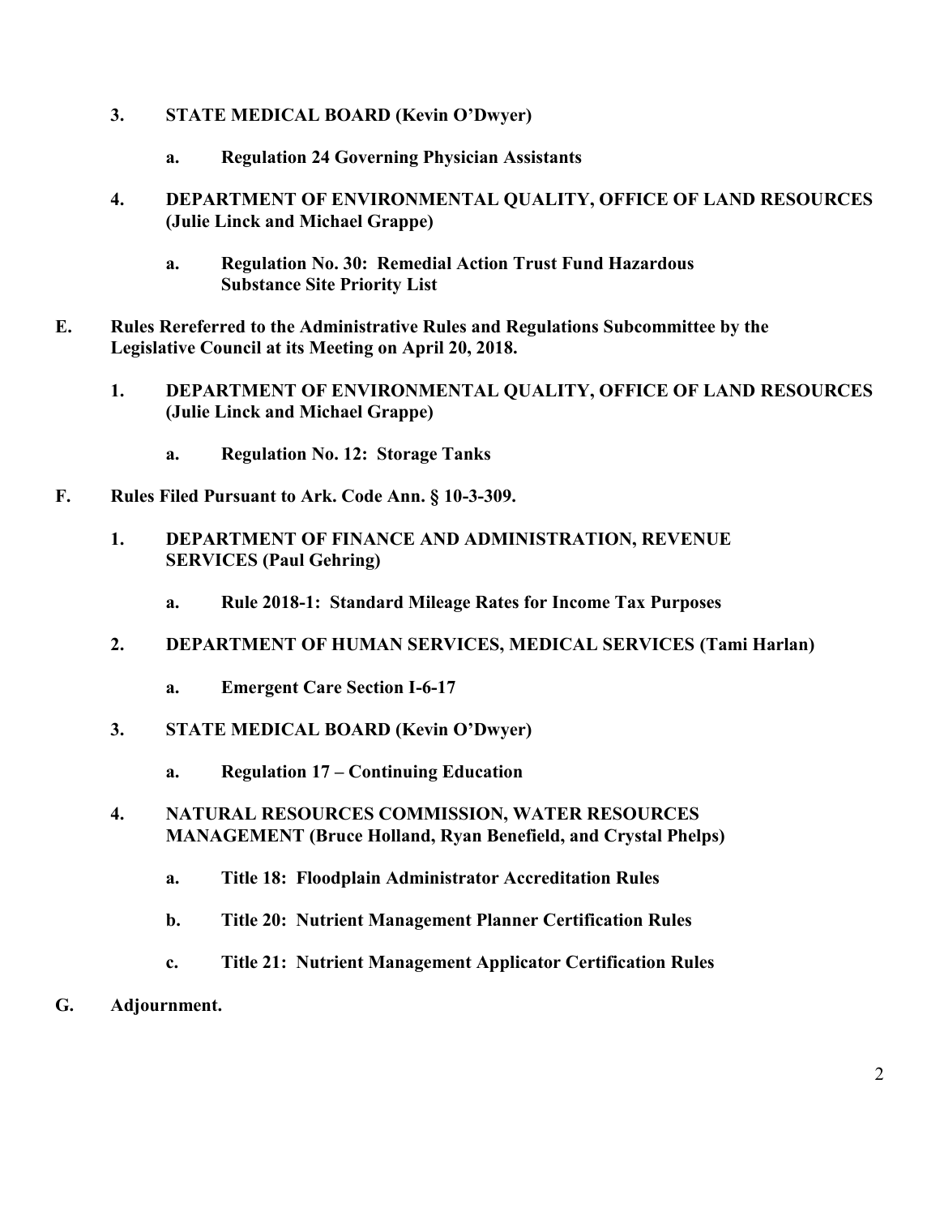**3. STATE MEDICAL BOARD (Kevin O'Dwyer)**

**a. Regulation 24 Governing Physician Assistants**

**4. DEPARTMENT OF ENVIRONMENTAL QUALITY, OFFICE OF LAND RESOURCES (Julie Linck and Michael Grappe)**

**a. Regulation No. 30: Remedial Action Trust Fund Hazardous Substance Site Priority List**

**E. Rules Rereferred to the Administrative Rules and Regulations Subcommittee by the Legislative Council at its Meeting on April 20, 2018.**

**1. DEPARTMENT OF ENVIRONMENTAL QUALITY, OFFICE OF LAND RESOURCES (Julie Linck and Michael Grappe)**

**a. Regulation No. 12: Storage Tanks**

**F. Rules Filed Pursuant to Ark. Code Ann. § 10-3-309.**

**1. DEPARTMENT OF FINANCE AND ADMINISTRATION, REVENUE SERVICES (Paul Gehring)**

**a. Rule 2018-1: Standard Mileage Rates for Income Tax Purposes**

**2. DEPARTMENT OF HUMAN SERVICES, MEDICAL SERVICES (Tami Harlan)**

**a. Emergent Care Section I-6-17**

**3. STATE MEDICAL BOARD (Kevin O'Dwyer)**

**a. Regulation 17 – Continuing Education**

**4. NATURAL RESOURCES COMMISSION, WATER RESOURCES MANAGEMENT (Bruce Holland, Ryan Benefield, and Crystal Phelps)**

**a. Title 18: Floodplain Administrator Accreditation Rules**

**b. Title 20: Nutrient Management Planner Certification Rules**

**c. Title 21: Nutrient Management Applicator Certification Rules**

**G. Adjournment.**